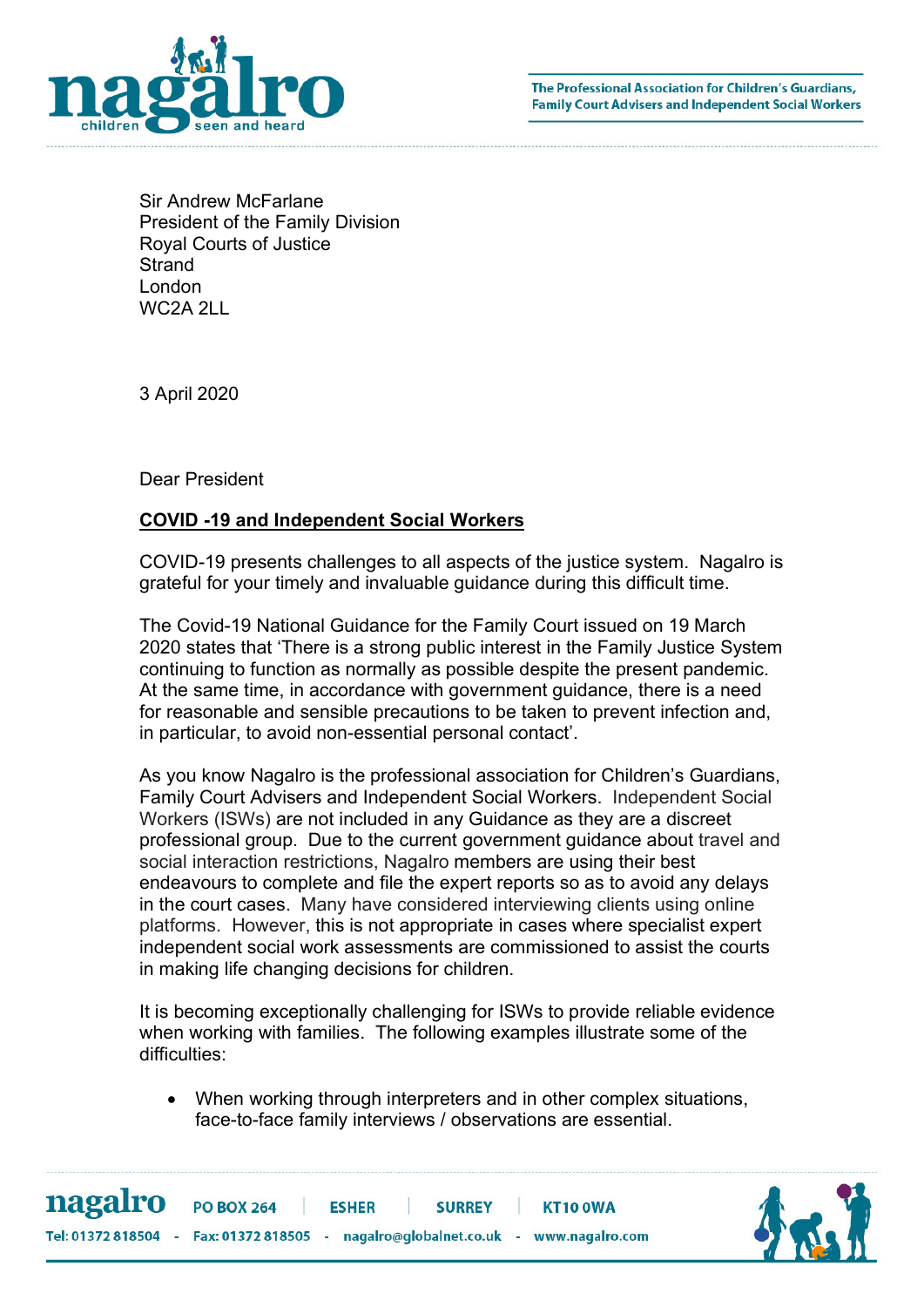The Professional Association for Children's Guardians, Family Court Advisers and Independent Social Workers

Sir Andrew McFarlane
President of the Family Division
Royal Courts of Justice
Strand
London
WC2A 2LL

3 April 2020

Dear President

**COVID -19 and Independent Social Workers**

COVID-19 presents challenges to all aspects of the justice system. Nagalro is grateful for your timely and invaluable guidance during this difficult time.

The Covid-19 National Guidance for the Family Court issued on 19 March 2020 states that 'There is a strong public interest in the Family Justice System continuing to function as normally as possible despite the present pandemic. At the same time, in accordance with government guidance, there is a need for reasonable and sensible precautions to be taken to prevent infection and, in particular, to avoid non-essential personal contact'.

As you know Nagalro is the professional association for Children's Guardians, Family Court Advisers and Independent Social Workers. Independent Social Workers (ISWs) are not included in any Guidance as they are a discreet professional group. Due to the current government guidance about travel and social interaction restrictions, Nagalro members are using their best endeavours to complete and file the expert reports so as to avoid any delays in the court cases. Many have considered interviewing clients using online platforms. However, this is not appropriate in cases where specialist expert independent social work assessments are commissioned to assist the courts in making life changing decisions for children.

It is becoming exceptionally challenging for ISWs to provide reliable evidence when working with families. The following examples illustrate some of the difficulties:

- When working through interpreters and in other complex situations, face-to-face family interviews / observations are essential.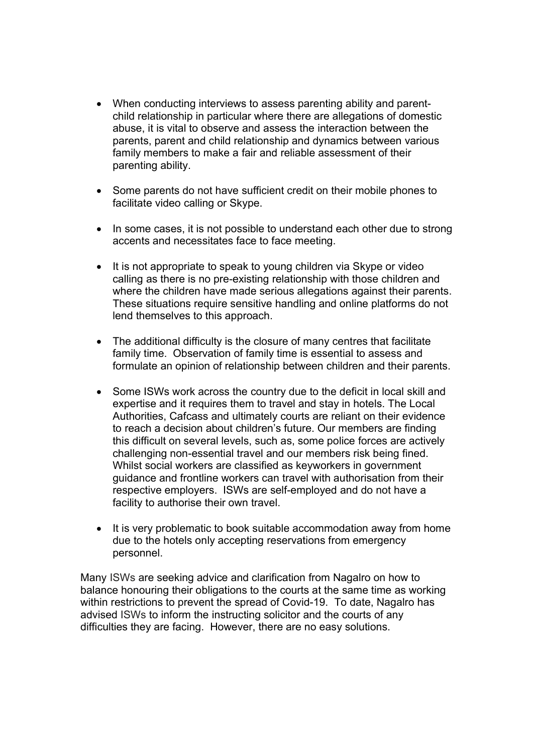- When conducting interviews to assess parenting ability and parent-child relationship in particular where there are allegations of domestic abuse, it is vital to observe and assess the interaction between the parents, parent and child relationship and dynamics between various family members to make a fair and reliable assessment of their parenting ability.

- Some parents do not have sufficient credit on their mobile phones to facilitate video calling or Skype.

- In some cases, it is not possible to understand each other due to strong accents and necessitates face to face meeting.

- It is not appropriate to speak to young children via Skype or video calling as there is no pre-existing relationship with those children and where the children have made serious allegations against their parents. These situations require sensitive handling and online platforms do not lend themselves to this approach.

- The additional difficulty is the closure of many centres that facilitate family time. Observation of family time is essential to assess and formulate an opinion of relationship between children and their parents.

- Some ISWs work across the country due to the deficit in local skill and expertise and it requires them to travel and stay in hotels. The Local Authorities, Cafcass and ultimately courts are reliant on their evidence to reach a decision about children's future. Our members are finding this difficult on several levels, such as, some police forces are actively challenging non-essential travel and our members risk being fined. Whilst social workers are classified as keyworkers in government guidance and frontline workers can travel with authorisation from their respective employers. ISWs are self-employed and do not have a facility to authorise their own travel.

- It is very problematic to book suitable accommodation away from home due to the hotels only accepting reservations from emergency personnel.

Many ISWs are seeking advice and clarification from Nagalro on how to balance honouring their obligations to the courts at the same time as working within restrictions to prevent the spread of Covid-19. To date, Nagalro has advised ISWs to inform the instructing solicitor and the courts of any difficulties they are facing. However, there are no easy solutions.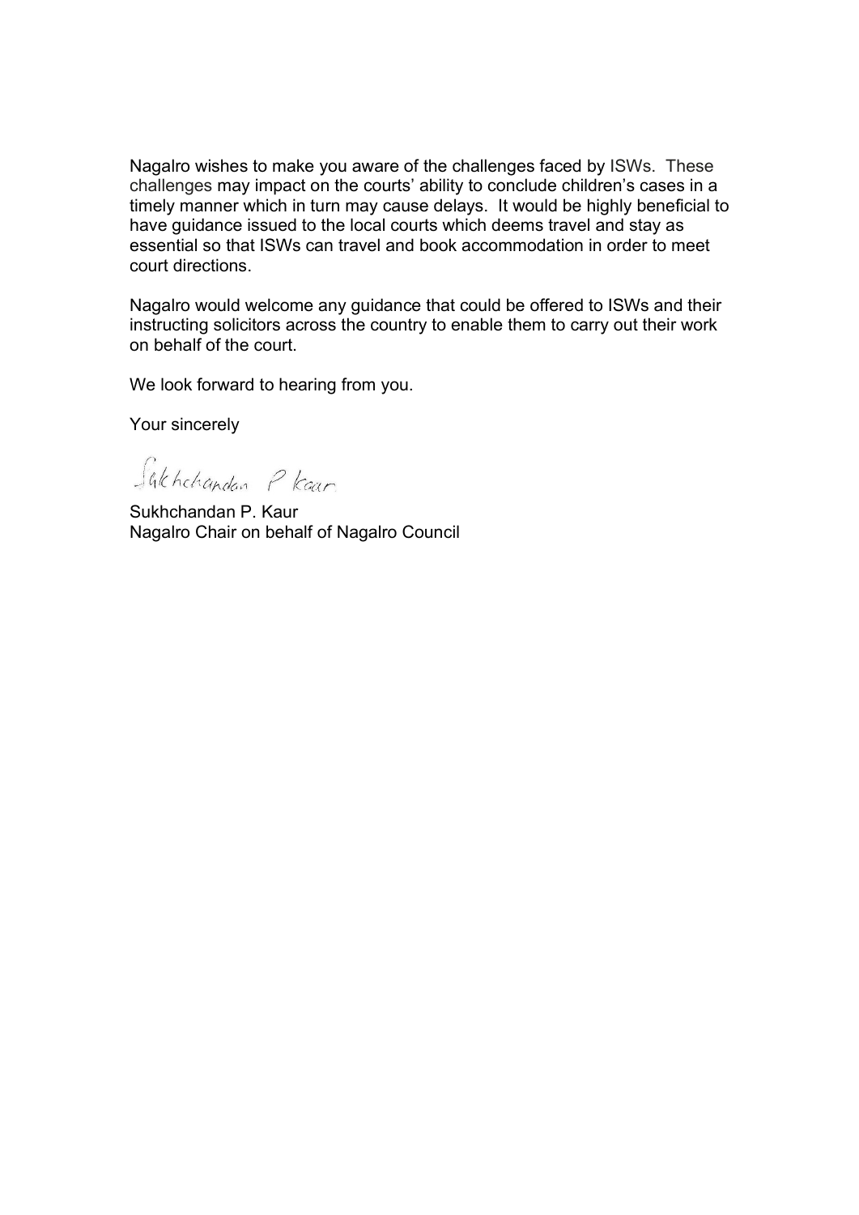Nagalro wishes to make you aware of the challenges faced by ISWs. These challenges may impact on the courts' ability to conclude children's cases in a timely manner which in turn may cause delays. It would be highly beneficial to have guidance issued to the local courts which deems travel and stay as essential so that ISWs can travel and book accommodation in order to meet court directions.

Nagalro would welcome any guidance that could be offered to ISWs and their instructing solicitors across the country to enable them to carry out their work on behalf of the court.

We look forward to hearing from you.

Your sincerely

Sukhchandan P Kaur

Sukhchandan P. Kaur
Nagalro Chair on behalf of Nagalro Council